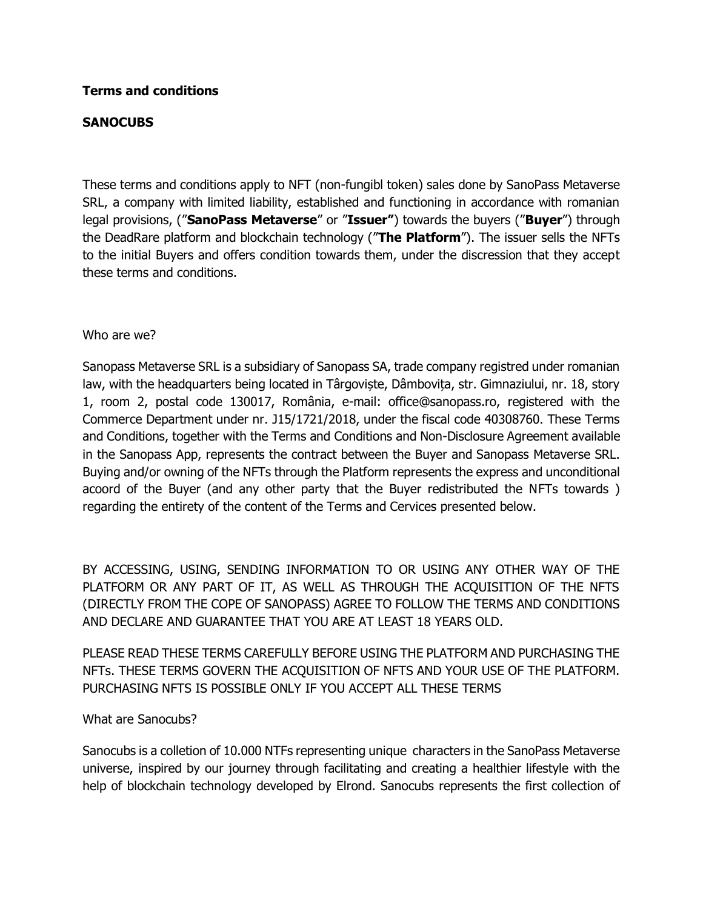**Terms and conditions**

**SANOCUBS**

These terms and conditions apply to NFT (non-fungibl token) sales done by SanoPass Metaverse SRL, a company with limited liability, established and functioning in accordance with romanian legal provisions, (”**SanoPass Metaverse**” or ”**Issuer”**) towards the buyers (”**Buyer**”) through the DeadRare platform and blockchain technology (”**The Platform**”). The issuer sells the NFTs to the initial Buyers and offers condition towards them, under the discression that they accept these terms and conditions.

Who are we?

Sanopass Metaverse SRL is a subsidiary of Sanopass SA, trade company registred under romanian law, with the headquarters being located in Târgoviște, Dâmbovița, str. Gimnaziului, nr. 18, story 1, room 2, postal code 130017, România, e-mail: office@sanopass.ro, registered with the Commerce Department under nr. J15/1721/2018, under the fiscal code 40308760. These Terms and Conditions, together with the Terms and Conditions and Non-Disclosure Agreement available in the Sanopass App, represents the contract between the Buyer and Sanopass Metaverse SRL. Buying and/or owning of the NFTs through the Platform represents the express and unconditional acoord of the Buyer (and any other party that the Buyer redistributed the NFTs towards ) regarding the entirety of the content of the Terms and Cervices presented below.

BY ACCESSING, USING, SENDING INFORMATION TO OR USING ANY OTHER WAY OF THE PLATFORM OR ANY PART OF IT, AS WELL AS THROUGH THE ACQUISITION OF THE NFTS (DIRECTLY FROM THE COPE OF SANOPASS) AGREE TO FOLLOW THE TERMS AND CONDITIONS AND DECLARE AND GUARANTEE THAT YOU ARE AT LEAST 18 YEARS OLD.

PLEASE READ THESE TERMS CAREFULLY BEFORE USING THE PLATFORM AND PURCHASING THE NFTs. THESE TERMS GOVERN THE ACQUISITION OF NFTS AND YOUR USE OF THE PLATFORM. PURCHASING NFTS IS POSSIBLE ONLY IF YOU ACCEPT ALL THESE TERMS

What are Sanocubs?

Sanocubs is a colletion of 10.000 NTFs representing unique characters in the SanoPass Metaverse universe, inspired by our journey through facilitating and creating a healthier lifestyle with the help of blockchain technology developed by Elrond. Sanocubs represents the first collection of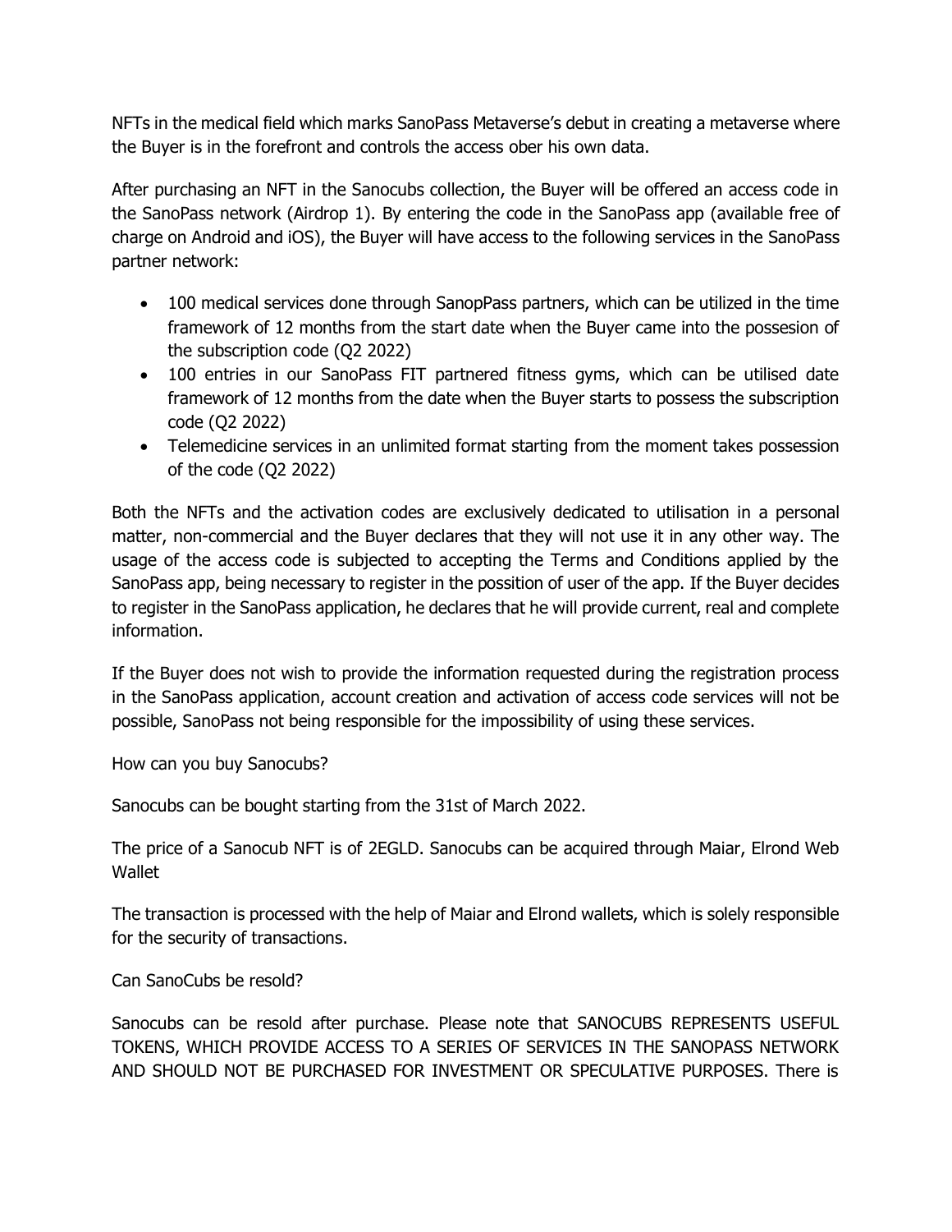NFTs in the medical field which marks SanoPass Metaverse's debut in creating a metaverse where the Buyer is in the forefront and controls the access ober his own data.

After purchasing an NFT in the Sanocubs collection, the Buyer will be offered an access code in the SanoPass network (Airdrop 1). By entering the code in the SanoPass app (available free of charge on Android and iOS), the Buyer will have access to the following services in the SanoPass partner network:

- 100 medical services done through SanopPass partners, which can be utilized in the time framework of 12 months from the start date when the Buyer came into the possesion of the subscription code (Q2 2022)
- 100 entries in our SanoPass FIT partnered fitness gyms, which can be utilised date framework of 12 months from the date when the Buyer starts to possess the subscription code (Q2 2022)
- Telemedicine services in an unlimited format starting from the moment takes possession of the code (Q2 2022)

Both the NFTs and the activation codes are exclusively dedicated to utilisation in a personal matter, non-commercial and the Buyer declares that they will not use it in any other way. The usage of the access code is subjected to accepting the Terms and Conditions applied by the SanoPass app, being necessary to register in the possition of user of the app. If the Buyer decides to register in the SanoPass application, he declares that he will provide current, real and complete information.

If the Buyer does not wish to provide the information requested during the registration process in the SanoPass application, account creation and activation of access code services will not be possible, SanoPass not being responsible for the impossibility of using these services.

How can you buy Sanocubs?

Sanocubs can be bought starting from the 31st of March 2022.

The price of a Sanocub NFT is of 2EGLD. Sanocubs can be acquired through Maiar, Elrond Web Wallet

The transaction is processed with the help of Maiar and Elrond wallets, which is solely responsible for the security of transactions.

Can SanoCubs be resold?

Sanocubs can be resold after purchase. Please note that SANOCUBS REPRESENTS USEFUL TOKENS, WHICH PROVIDE ACCESS TO A SERIES OF SERVICES IN THE SANOPASS NETWORK AND SHOULD NOT BE PURCHASED FOR INVESTMENT OR SPECULATIVE PURPOSES. There is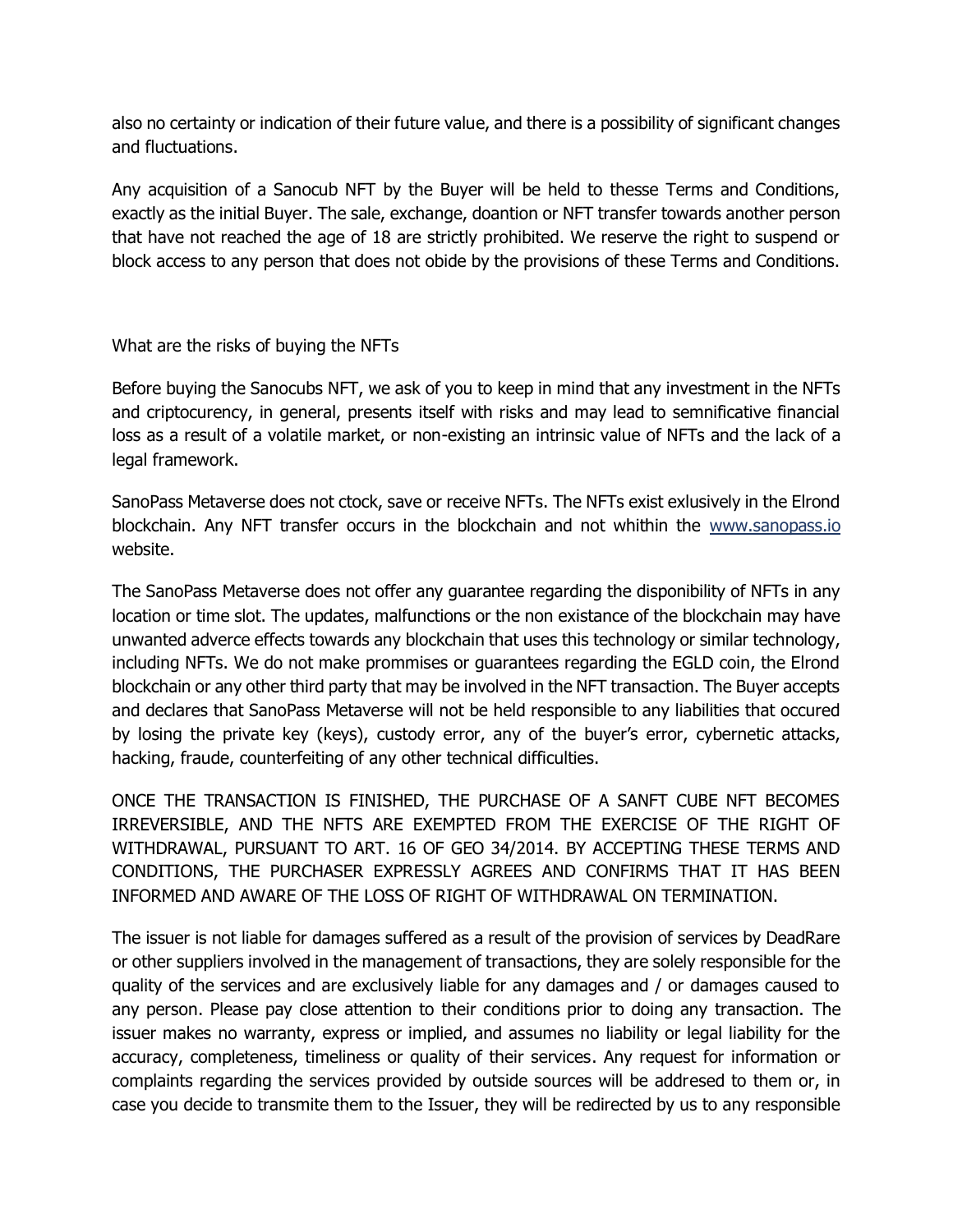also no certainty or indication of their future value, and there is a possibility of significant changes and fluctuations.

Any acquisition of a Sanocub NFT by the Buyer will be held to thesse Terms and Conditions, exactly as the initial Buyer. The sale, exchange, doantion or NFT transfer towards another person that have not reached the age of 18 are strictly prohibited. We reserve the right to suspend or block access to any person that does not obide by the provisions of these Terms and Conditions.

## What are the risks of buying the NFTs

Before buying the Sanocubs NFT, we ask of you to keep in mind that any investment in the NFTs and criptocurency, in general, presents itself with risks and may lead to semnificative financial loss as a result of a volatile market, or non-existing an intrinsic value of NFTs and the lack of a legal framework.

SanoPass Metaverse does not ctock, save or receive NFTs. The NFTs exist exlusively in the Elrond blockchain. Any NFT transfer occurs in the blockchain and not whithin the www.sanopass.io website.

The SanoPass Metaverse does not offer any guarantee regarding the disponibility of NFTs in any location or time slot. The updates, malfunctions or the non existance of the blockchain may have unwanted adverce effects towards any blockchain that uses this technology or similar technology, including NFTs. We do not make prommises or guarantees regarding the EGLD coin, the Elrond blockchain or any other third party that may be involved in the NFT transaction. The Buyer accepts and declares that SanoPass Metaverse will not be held responsible to any liabilities that occured by losing the private key (keys), custody error, any of the buyer's error, cybernetic attacks, hacking, fraude, counterfeiting of any other technical difficulties.

ONCE THE TRANSACTION IS FINISHED, THE PURCHASE OF A SANFT CUBE NFT BECOMES IRREVERSIBLE, AND THE NFTS ARE EXEMPTED FROM THE EXERCISE OF THE RIGHT OF WITHDRAWAL, PURSUANT TO ART. 16 OF GEO 34/2014. BY ACCEPTING THESE TERMS AND CONDITIONS, THE PURCHASER EXPRESSLY AGREES AND CONFIRMS THAT IT HAS BEEN INFORMED AND AWARE OF THE LOSS OF RIGHT OF WITHDRAWAL ON TERMINATION.

The issuer is not liable for damages suffered as a result of the provision of services by DeadRare or other suppliers involved in the management of transactions, they are solely responsible for the quality of the services and are exclusively liable for any damages and / or damages caused to any person. Please pay close attention to their conditions prior to doing any transaction. The issuer makes no warranty, express or implied, and assumes no liability or legal liability for the accuracy, completeness, timeliness or quality of their services. Any request for information or complaints regarding the services provided by outside sources will be addresed to them or, in case you decide to transmite them to the Issuer, they will be redirected by us to any responsible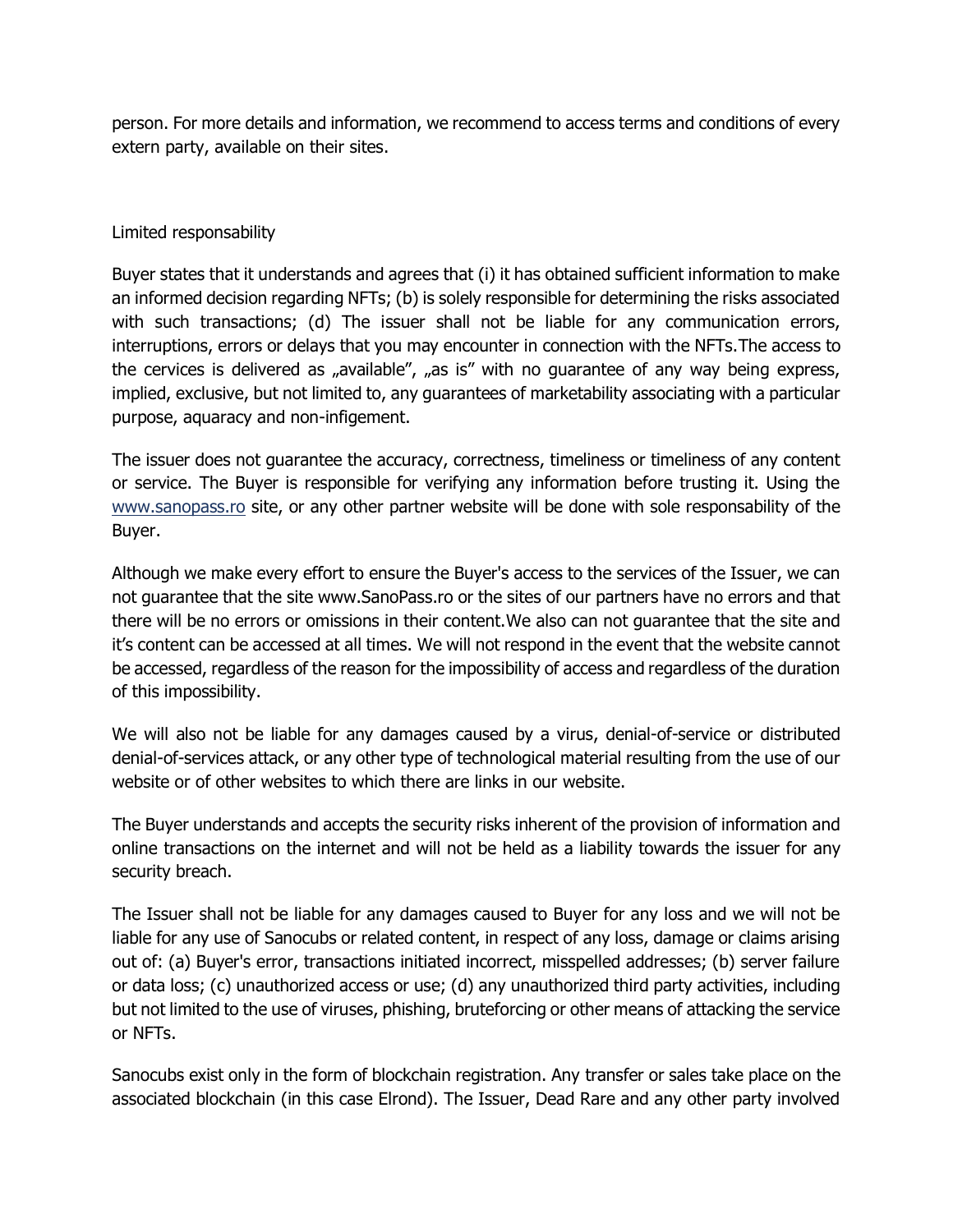person. For more details and information, we recommend to access terms and conditions of every extern party, available on their sites.

## Limited responsability

Buyer states that it understands and agrees that (i) it has obtained sufficient information to make an informed decision regarding NFTs; (b) is solely responsible for determining the risks associated with such transactions; (d) The issuer shall not be liable for any communication errors, interruptions, errors or delays that you may encounter in connection with the NFTs.The access to the cervices is delivered as „available", „as is" with no guarantee of any way being express, implied, exclusive, but not limited to, any guarantees of marketability associating with a particular purpose, aquaracy and non-infigement.

The issuer does not guarantee the accuracy, correctness, timeliness or timeliness of any content or service. The Buyer is responsible for verifying any information before trusting it. Using the www.sanopass.ro site, or any other partner website will be done with sole responsability of the Buyer.

Although we make every effort to ensure the Buyer's access to the services of the Issuer, we can not guarantee that the site www.SanoPass.ro or the sites of our partners have no errors and that there will be no errors or omissions in their content.We also can not guarantee that the site and it's content can be accessed at all times. We will not respond in the event that the website cannot be accessed, regardless of the reason for the impossibility of access and regardless of the duration of this impossibility.

We will also not be liable for any damages caused by a virus, denial-of-service or distributed denial-of-services attack, or any other type of technological material resulting from the use of our website or of other websites to which there are links in our website.

The Buyer understands and accepts the security risks inherent of the provision of information and online transactions on the internet and will not be held as a liability towards the issuer for any security breach.

The Issuer shall not be liable for any damages caused to Buyer for any loss and we will not be liable for any use of Sanocubs or related content, in respect of any loss, damage or claims arising out of: (a) Buyer's error, transactions initiated incorrect, misspelled addresses; (b) server failure or data loss; (c) unauthorized access or use; (d) any unauthorized third party activities, including but not limited to the use of viruses, phishing, bruteforcing or other means of attacking the service or NFTs.

Sanocubs exist only in the form of blockchain registration. Any transfer or sales take place on the associated blockchain (in this case Elrond). The Issuer, Dead Rare and any other party involved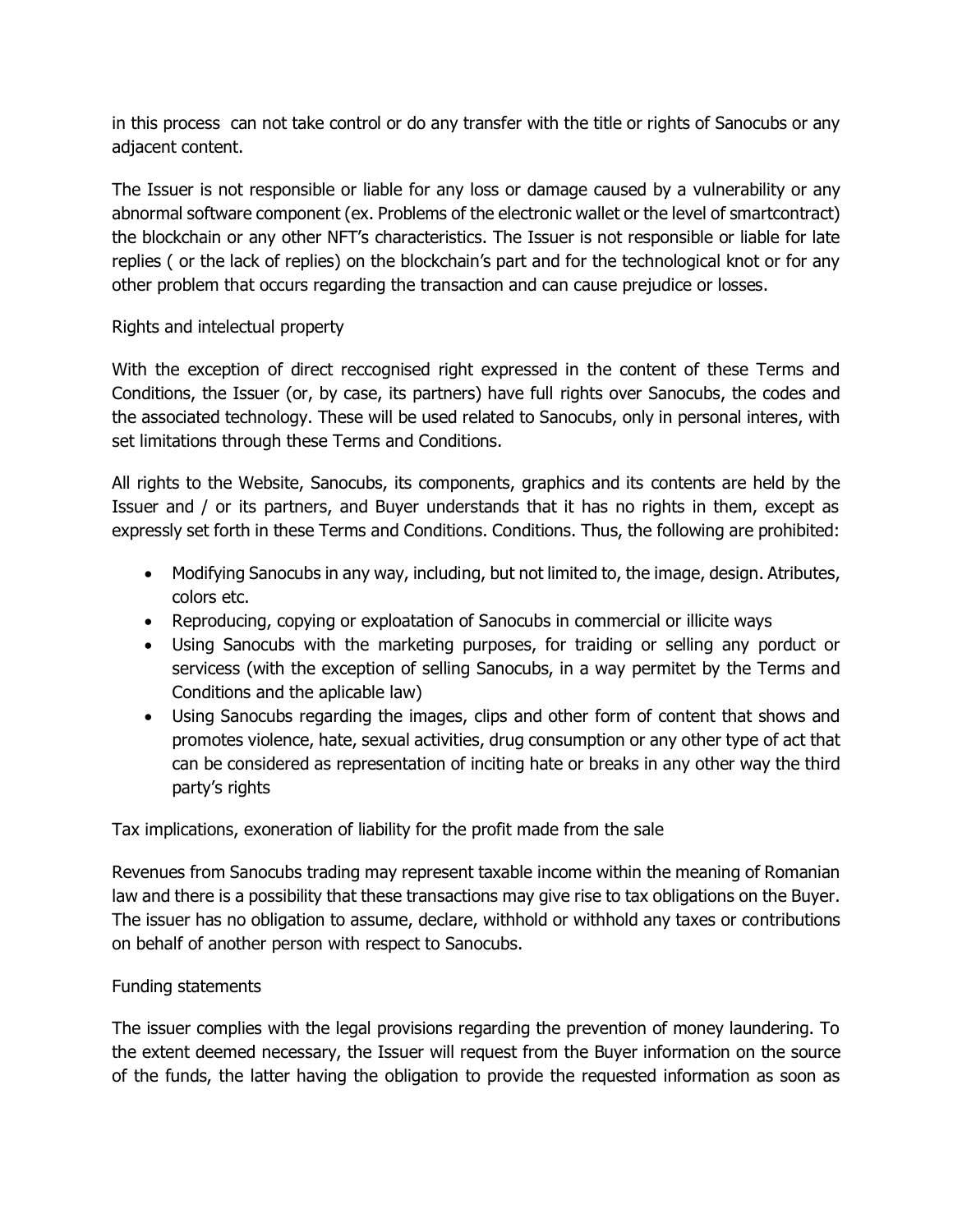in this process can not take control or do any transfer with the title or rights of Sanocubs or any adjacent content.

The Issuer is not responsible or liable for any loss or damage caused by a vulnerability or any abnormal software component (ex. Problems of the electronic wallet or the level of smartcontract) the blockchain or any other NFT's characteristics. The Issuer is not responsible or liable for late replies ( or the lack of replies) on the blockchain's part and for the technological knot or for any other problem that occurs regarding the transaction and can cause prejudice or losses.

## Rights and intelectual property

With the exception of direct reccognised right expressed in the content of these Terms and Conditions, the Issuer (or, by case, its partners) have full rights over Sanocubs, the codes and the associated technology. These will be used related to Sanocubs, only in personal interes, with set limitations through these Terms and Conditions.

All rights to the Website, Sanocubs, its components, graphics and its contents are held by the Issuer and / or its partners, and Buyer understands that it has no rights in them, except as expressly set forth in these Terms and Conditions. Conditions. Thus, the following are prohibited:

- Modifying Sanocubs in any way, including, but not limited to, the image, design. Atributes, colors etc.
- Reproducing, copying or exploatation of Sanocubs in commercial or illicite ways
- Using Sanocubs with the marketing purposes, for traiding or selling any porduct or servicess (with the exception of selling Sanocubs, in a way permitet by the Terms and Conditions and the aplicable law)
- Using Sanocubs regarding the images, clips and other form of content that shows and promotes violence, hate, sexual activities, drug consumption or any other type of act that can be considered as representation of inciting hate or breaks in any other way the third party's rights

## Tax implications, exoneration of liability for the profit made from the sale

Revenues from Sanocubs trading may represent taxable income within the meaning of Romanian law and there is a possibility that these transactions may give rise to tax obligations on the Buyer. The issuer has no obligation to assume, declare, withhold or withhold any taxes or contributions on behalf of another person with respect to Sanocubs.

## Funding statements

The issuer complies with the legal provisions regarding the prevention of money laundering. To the extent deemed necessary, the Issuer will request from the Buyer information on the source of the funds, the latter having the obligation to provide the requested information as soon as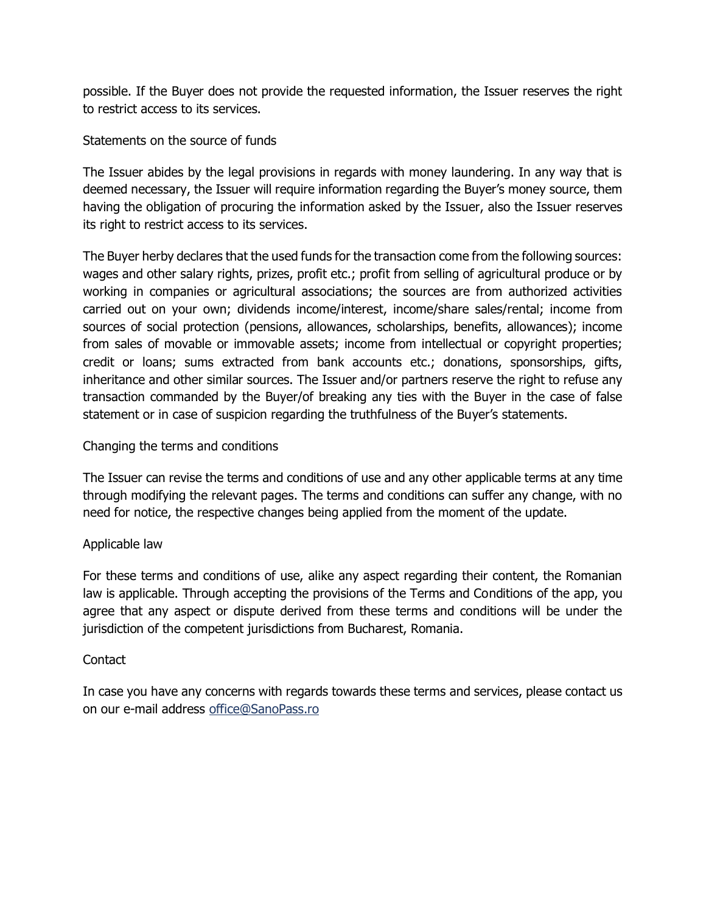possible. If the Buyer does not provide the requested information, the Issuer reserves the right to restrict access to its services.

## Statements on the source of funds

The Issuer abides by the legal provisions in regards with money laundering. In any way that is deemed necessary, the Issuer will require information regarding the Buyer's money source, them having the obligation of procuring the information asked by the Issuer, also the Issuer reserves its right to restrict access to its services.

The Buyer herby declares that the used funds for the transaction come from the following sources: wages and other salary rights, prizes, profit etc.; profit from selling of agricultural produce or by working in companies or agricultural associations; the sources are from authorized activities carried out on your own; dividends income/interest, income/share sales/rental; income from sources of social protection (pensions, allowances, scholarships, benefits, allowances); income from sales of movable or immovable assets; income from intellectual or copyright properties; credit or loans; sums extracted from bank accounts etc.; donations, sponsorships, gifts, inheritance and other similar sources. The Issuer and/or partners reserve the right to refuse any transaction commanded by the Buyer/of breaking any ties with the Buyer in the case of false statement or in case of suspicion regarding the truthfulness of the Buyer's statements.

## Changing the terms and conditions

The Issuer can revise the terms and conditions of use and any other applicable terms at any time through modifying the relevant pages. The terms and conditions can suffer any change, with no need for notice, the respective changes being applied from the moment of the update.

## Applicable law

For these terms and conditions of use, alike any aspect regarding their content, the Romanian law is applicable. Through accepting the provisions of the Terms and Conditions of the app, you agree that any aspect or dispute derived from these terms and conditions will be under the jurisdiction of the competent jurisdictions from Bucharest, Romania.

## Contact

In case you have any concerns with regards towards these terms and services, please contact us on our e-mail address office@SanoPass.ro